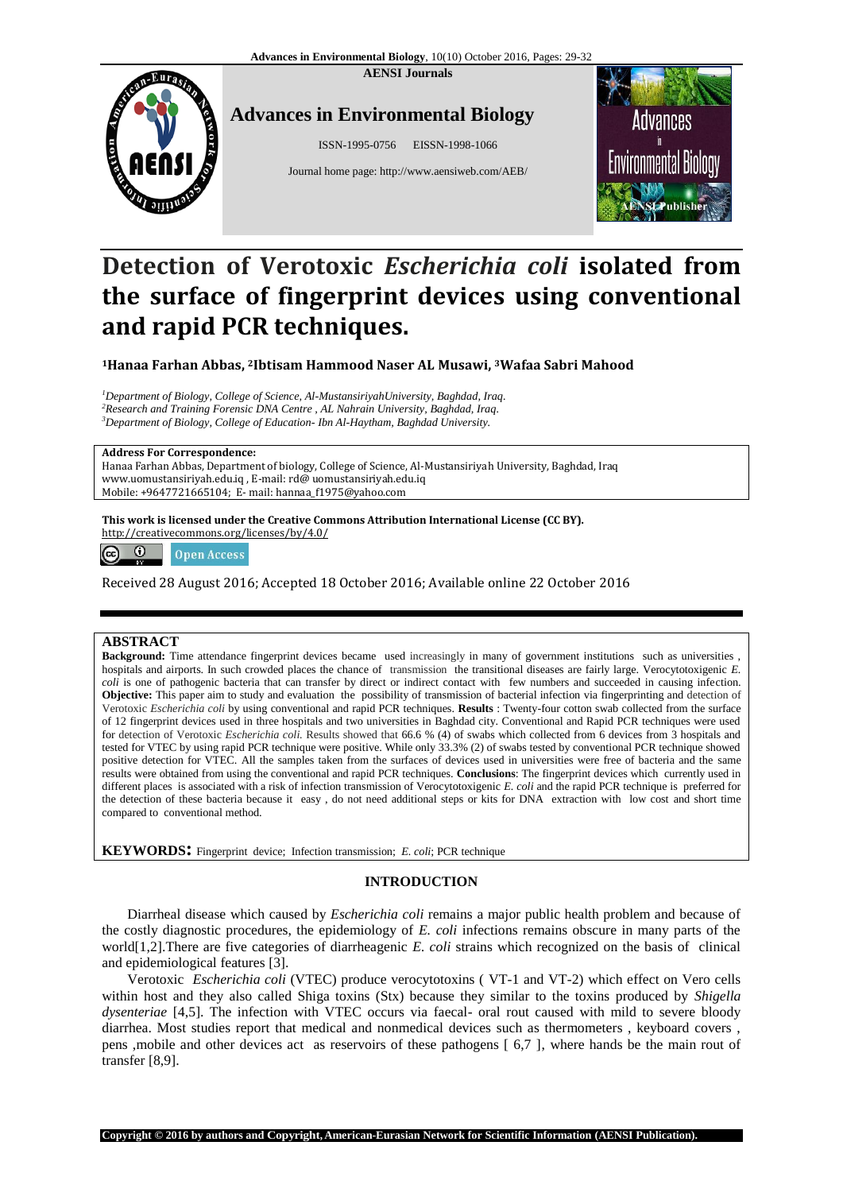AENSI Journals

**Advances in Environmental Biology**

ISSN-1995-0756 EISSN-1998-1066

Journal home page: http://www.aensiweb.com/AEB/

# Detection of Verotoxic *Escherichia coli* isolated from the surface of fingerprint devices using conventional and rapid PCR techniques.

**[1]Hanaa Farhan Abbas, [2]Ibtisam Hammood Naser AL Musawi, [3]Wafaa Sabri Mahood**

[1]*Department of Biology, College of Science, Al-MustansiriyahUniversity, Baghdad, Iraq.*
[2]*Research and Training Forensic DNA Centre , AL Nahrain University, Baghdad, Iraq.*
[3]*Department of Biology, College of Education- Ibn Al-Haytham, Baghdad University.*

**Address For Correspondence:**
Hanaa Farhan Abbas, Department of biology, College of Science, Al-Mustansiriyah University, Baghdad, Iraq
www.uomustansiriyah.edu.iq , E-mail: rd@ uomustansiriyah.edu.iq
Mobile: +9647721665104; E- mail: hannaa_f1975@yahoo.com

**This work is licensed under the Creative Commons Attribution International License (CC BY).**
http://creativecommons.org/licenses/by/4.0/

Open Access

Received 28 August 2016; Accepted 18 October 2016; Available online 22 October 2016

## ABSTRACT

**Background:** Time attendance fingerprint devices became used increasingly in many of government institutions such as universities , hospitals and airports. In such crowded places the chance of transmission the transitional diseases are fairly large. Verocytotoxigenic *E. coli* is one of pathogenic bacteria that can transfer by direct or indirect contact with few numbers and succeeded in causing infection. **Objective:** This paper aim to study and evaluation the possibility of transmission of bacterial infection via fingerprinting and detection of Verotoxic *Escherichia coli* by using conventional and rapid PCR techniques. **Results** : Twenty-four cotton swab collected from the surface of 12 fingerprint devices used in three hospitals and two universities in Baghdad city. Conventional and Rapid PCR techniques were used for detection of Verotoxic *Escherichia coli.* Results showed that 66.6 % (4) of swabs which collected from 6 devices from 3 hospitals and tested for VTEC by using rapid PCR technique were positive. While only 33.3% (2) of swabs tested by conventional PCR technique showed positive detection for VTEC. All the samples taken from the surfaces of devices used in universities were free of bacteria and the same results were obtained from using the conventional and rapid PCR techniques. **Conclusions**: The fingerprint devices which currently used in different places is associated with a risk of infection transmission of Verocytotoxigenic *E. coli* and the rapid PCR technique is preferred for the detection of these bacteria because it easy , do not need additional steps or kits for DNA extraction with low cost and short time compared to conventional method.

**KEYWORDS:** Fingerprint device; Infection transmission; *E. coli*; PCR technique

## INTRODUCTION

Diarrheal disease which caused by *Escherichia coli* remains a major public health problem and because of the costly diagnostic procedures, the epidemiology of *E. coli* infections remains obscure in many parts of the world[1,2].There are five categories of diarrheagenic *E. coli* strains which recognized on the basis of clinical and epidemiological features [3].

Verotoxic *Escherichia coli* (VTEC) produce verocytotoxins ( VT-1 and VT-2) which effect on Vero cells within host and they also called Shiga toxins (Stx) because they similar to the toxins produced by *Shigella dysenteriae* [4,5]. The infection with VTEC occurs via faecal- oral rout caused with mild to severe bloody diarrhea. Most studies report that medical and nonmedical devices such as thermometers , keyboard covers , pens ,mobile and other devices act as reservoirs of these pathogens [ 6,7 ], where hands be the main rout of transfer [8,9].

Copyright © 2016 by authors and Copyright, American-Eurasian Network for Scientific Information (AENSI Publication).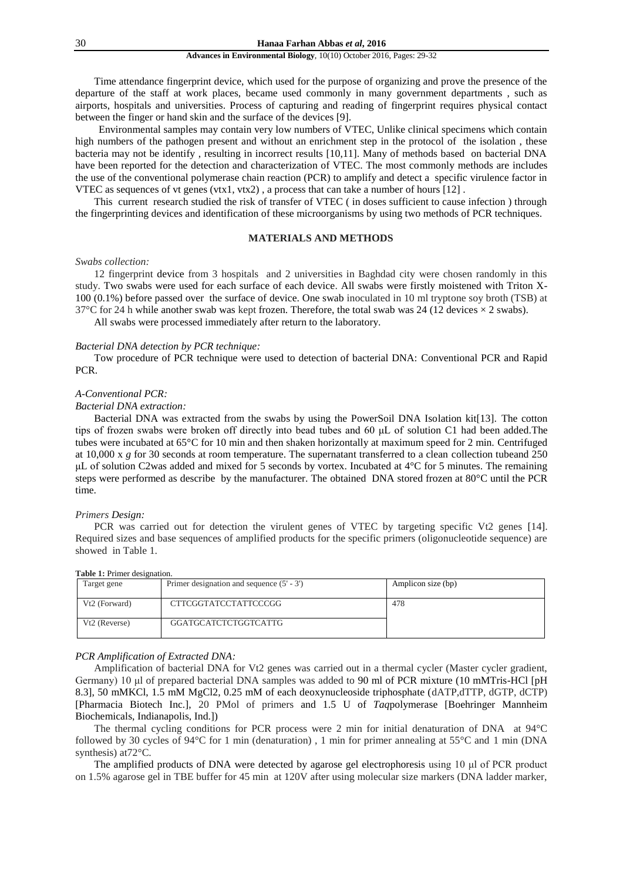Time attendance fingerprint device, which used for the purpose of organizing and prove the presence of the departure of the staff at work places, became used commonly in many government departments , such as airports, hospitals and universities. Process of capturing and reading of fingerprint requires physical contact between the finger or hand skin and the surface of the devices [9].

Environmental samples may contain very low numbers of VTEC, Unlike clinical specimens which contain high numbers of the pathogen present and without an enrichment step in the protocol of the isolation , these bacteria may not be identify , resulting in incorrect results [10,11]. Many of methods based on bacterial DNA have been reported for the detection and characterization of VTEC. The most commonly methods are includes the use of the conventional polymerase chain reaction (PCR) to amplify and detect a specific virulence factor in VTEC as sequences of vt genes (vtx1, vtx2) , a process that can take a number of hours [12] .

This current research studied the risk of transfer of VTEC ( in doses sufficient to cause infection ) through the fingerprinting devices and identification of these microorganisms by using two methods of PCR techniques.

## MATERIALS AND METHODS

*Swabs collection:*

12 fingerprint device from 3 hospitals and 2 universities in Baghdad city were chosen randomly in this study. Two swabs were used for each surface of each device. All swabs were firstly moistened with Triton X-100 (0.1%) before passed over the surface of device. One swab inoculated in 10 ml tryptone soy broth (TSB) at 37°C for 24 h while another swab was kept frozen. Therefore, the total swab was 24 (12 devices × 2 swabs).

All swabs were processed immediately after return to the laboratory.

*Bacterial DNA detection by PCR technique:*

Tow procedure of PCR technique were used to detection of bacterial DNA: Conventional PCR and Rapid PCR.

*A-Conventional PCR:*

*Bacterial DNA extraction:*

Bacterial DNA was extracted from the swabs by using the PowerSoil DNA Isolation kit[13]. The cotton tips of frozen swabs were broken off directly into bead tubes and 60 μL of solution C1 had been added.The tubes were incubated at 65°C for 10 min and then shaken horizontally at maximum speed for 2 min. Centrifuged at 10,000 x *g* for 30 seconds at room temperature. The supernatant transferred to a clean collection tubeand 250 μL of solution C2was added and mixed for 5 seconds by vortex. Incubated at 4°C for 5 minutes. The remaining steps were performed as describe by the manufacturer. The obtained DNA stored frozen at 80°C until the PCR time.

*Primers Design:*

PCR was carried out for detection the virulent genes of VTEC by targeting specific Vt2 genes [14]. Required sizes and base sequences of amplified products for the specific primers (oligonucleotide sequence) are showed in Table 1.

**Table 1:** Primer designation.

| Target gene | Primer designation and sequence (5' - 3') | Amplicon size (bp) |
|---|---|---|
| Vt2 (Forward) | CTTCGGTATCCTATTCCCGG | 478 |
| Vt2 (Reverse) | GGATGCATCTCTGGTCATTG | |

*PCR Amplification of Extracted DNA:*

Amplification of bacterial DNA for Vt2 genes was carried out in a thermal cycler (Master cycler gradient, Germany) 10 μl of prepared bacterial DNA samples was added to 90 ml of PCR mixture (10 mMTris-HCl [pH 8.3], 50 mMKCl, 1.5 mM $MgCl_2$, 0.25 mM of each deoxynucleoside triphosphate (dATP,dTTP, dGTP, dCTP) [Pharmacia Biotech Inc.], 20 PMol of primers and 1.5 U of *Taq*polymerase [Boehringer Mannheim Biochemicals, Indianapolis, Ind.])

The thermal cycling conditions for PCR process were 2 min for initial denaturation of DNA at 94°C followed by 30 cycles of 94°C for 1 min (denaturation) , 1 min for primer annealing at 55°C and 1 min (DNA synthesis) at72°C.

The amplified products of DNA were detected by agarose gel electrophoresis using 10 μl of PCR product on 1.5% agarose gel in TBE buffer for 45 min at 120V after using molecular size markers (DNA ladder marker,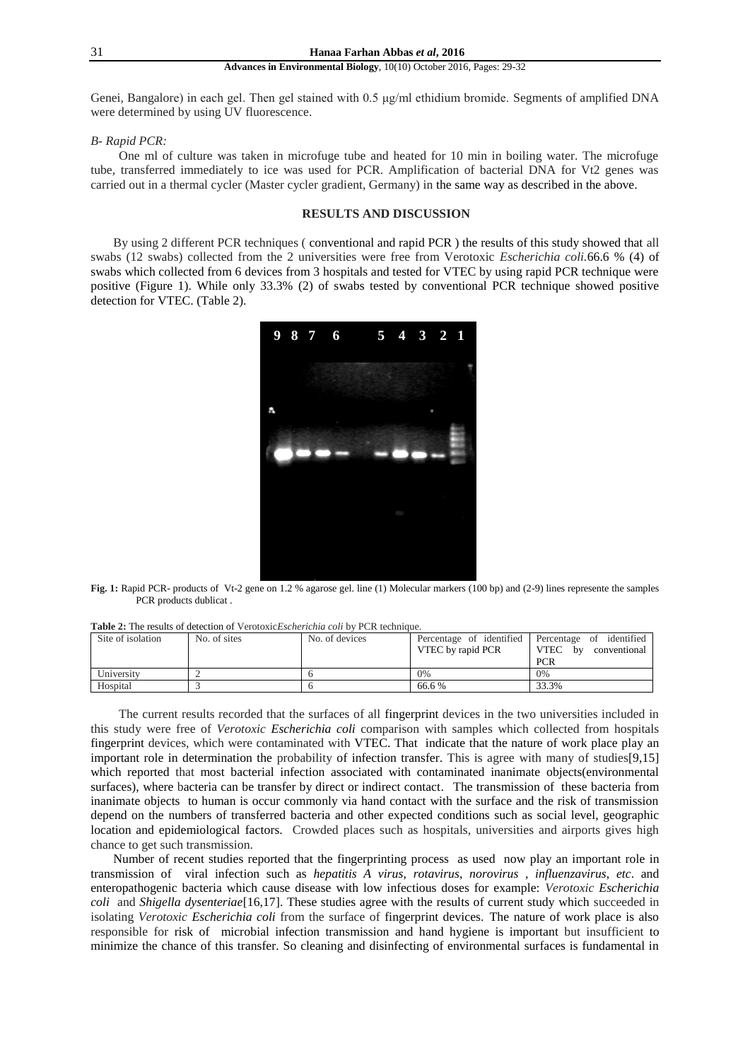Genei, Bangalore) in each gel. Then gel stained with 0.5 μg/ml ethidium bromide. Segments of amplified DNA were determined by using UV fluorescence.

*B- Rapid PCR:*

One ml of culture was taken in microfuge tube and heated for 10 min in boiling water. The microfuge tube, transferred immediately to ice was used for PCR. Amplification of bacterial DNA for Vt2 genes was carried out in a thermal cycler (Master cycler gradient, Germany) in the same way as described in the above.

## RESULTS AND DISCUSSION

By using 2 different PCR techniques ( conventional and rapid PCR ) the results of this study showed that all swabs (12 swabs) collected from the 2 universities were free from Verotoxic *Escherichia coli.*66.6 % (4) of swabs which collected from 6 devices from 3 hospitals and tested for VTEC by using rapid PCR technique were positive (Figure 1). While only 33.3% (2) of swabs tested by conventional PCR technique showed positive detection for VTEC. (Table 2).

**Fig. 1:** Rapid PCR- products of Vt-2 gene on 1.2 % agarose gel. line (1) Molecular markers (100 bp) and (2-9) lines represente the samples PCR products dublicat .

**Table 2:** The results of detection of Verotoxic*Escherichia coli* by PCR technique.

| Site of isolation | No. of sites | No. of devices | Percentage of identified VTEC by rapid PCR | Percentage of identified VTEC by conventional PCR |
|---|---|---|---|---|
| University | 2 | 6 | 0% | 0% |
| Hospital | 3 | 6 | 66.6 % | 33.3% |

The current results recorded that the surfaces of all fingerprint devices in the two universities included in this study were free of *Verotoxic Escherichia coli* comparison with samples which collected from hospitals fingerprint devices, which were contaminated with VTEC. That indicate that the nature of work place play an important role in determination the probability of infection transfer. This is agree with many of studies[9,15] which reported that most bacterial infection associated with contaminated inanimate objects(environmental surfaces), where bacteria can be transfer by direct or indirect contact. The transmission of these bacteria from inanimate objects to human is occur commonly via hand contact with the surface and the risk of transmission depend on the numbers of transferred bacteria and other expected conditions such as social level, geographic location and epidemiological factors. Crowded places such as hospitals, universities and airports gives high chance to get such transmission.

Number of recent studies reported that the fingerprinting process as used now play an important role in transmission of viral infection such as *hepatitis A virus, rotavirus, norovirus* , *influenzavirus, etc*. and enteropathogenic bacteria which cause disease with low infectious doses for example: *Verotoxic Escherichia coli* and *Shigella dysenteriae*[16,17]. These studies agree with the results of current study which succeeded in isolating *Verotoxic Escherichia coli* from the surface of fingerprint devices. The nature of work place is also responsible for risk of microbial infection transmission and hand hygiene is important but insufficient to minimize the chance of this transfer. So cleaning and disinfecting of environmental surfaces is fundamental in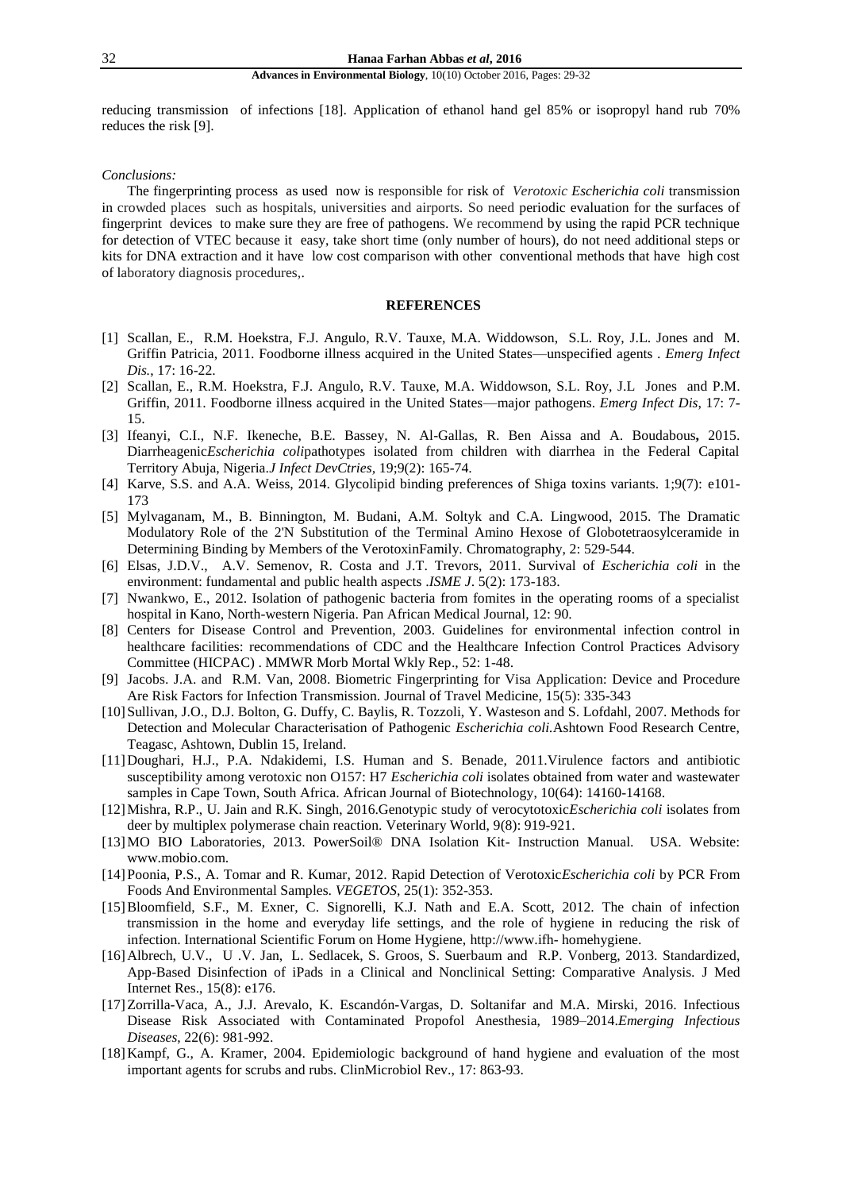reducing transmission of infections [18]. Application of ethanol hand gel 85% or isopropyl hand rub 70% reduces the risk [9].

*Conclusions:*

The fingerprinting process as used now is responsible for risk of *Verotoxic Escherichia coli* transmission in crowded places such as hospitals, universities and airports. So need periodic evaluation for the surfaces of fingerprint devices to make sure they are free of pathogens. We recommend by using the rapid PCR technique for detection of VTEC because it easy, take short time (only number of hours), do not need additional steps or kits for DNA extraction and it have low cost comparison with other conventional methods that have high cost of laboratory diagnosis procedures,.

## REFERENCES

[1] Scallan, E., R.M. Hoekstra, F.J. Angulo, R.V. Tauxe, M.A. Widdowson, S.L. Roy, J.L. Jones and M. Griffin Patricia, 2011. Foodborne illness acquired in the United States—unspecified agents . *Emerg Infect Dis.*, 17: 16-22.

[2] Scallan, E., R.M. Hoekstra, F.J. Angulo, R.V. Tauxe, M.A. Widdowson, S.L. Roy, J.L Jones and P.M. Griffin, 2011. Foodborne illness acquired in the United States—major pathogens. *Emerg Infect Dis*, 17: 7-15.

[3] Ifeanyi, C.I., N.F. Ikeneche, B.E. Bassey, N. Al-Gallas, R. Ben Aissa and A. Boudabous**,** 2015. Diarrheagenic*Escherichia coli*pathotypes isolated from children with diarrhea in the Federal Capital Territory Abuja, Nigeria.*J Infect DevCtries,* 19;9(2): 165-74.

[4] Karve, S.S. and A.A. Weiss, 2014. Glycolipid binding preferences of Shiga toxins variants. 1;9(7): e101-173

[5] Mylvaganam, M., B. Binnington, M. Budani, A.M. Soltyk and C.A. Lingwood, 2015. The Dramatic Modulatory Role of the 2'N Substitution of the Terminal Amino Hexose of Globotetraosylceramide in Determining Binding by Members of the VerotoxinFamily. Chromatography, 2: 529-544.

[6] Elsas, J.D.V., A.V. Semenov, R. Costa and J.T. Trevors, 2011. Survival of *Escherichia coli* in the environment: fundamental and public health aspects .*ISME J*. 5(2): 173-183.

[7] Nwankwo, E., 2012. Isolation of pathogenic bacteria from fomites in the operating rooms of a specialist hospital in Kano, North-western Nigeria. Pan African Medical Journal, 12: 90.

[8] Centers for Disease Control and Prevention, 2003. Guidelines for environmental infection control in healthcare facilities: recommendations of CDC and the Healthcare Infection Control Practices Advisory Committee (HICPAC) . MMWR Morb Mortal Wkly Rep., 52: 1-48.

[9] Jacobs. J.A. and R.M. Van, 2008. Biometric Fingerprinting for Visa Application: Device and Procedure Are Risk Factors for Infection Transmission. Journal of Travel Medicine, 15(5): 335-343

[10] Sullivan, J.O., D.J. Bolton, G. Duffy, C. Baylis, R. Tozzoli, Y. Wasteson and S. Lofdahl, 2007. Methods for Detection and Molecular Characterisation of Pathogenic *Escherichia coli.*Ashtown Food Research Centre, Teagasc, Ashtown, Dublin 15, Ireland.

[11] Doughari, H.J., P.A. Ndakidemi, I.S. Human and S. Benade, 2011.Virulence factors and antibiotic susceptibility among verotoxic non O157: H7 *Escherichia coli* isolates obtained from water and wastewater samples in Cape Town, South Africa. African Journal of Biotechnology, 10(64): 14160-14168.

[12] Mishra, R.P., U. Jain and R.K. Singh, 2016.Genotypic study of verocytotoxic*Escherichia coli* isolates from deer by multiplex polymerase chain reaction. Veterinary World, 9(8): 919-921.

[13] MO BIO Laboratories, 2013. PowerSoil® DNA Isolation Kit- Instruction Manual. USA. Website: www.mobio.com.

[14] Poonia, P.S., A. Tomar and R. Kumar, 2012. Rapid Detection of Verotoxic*Escherichia coli* by PCR From Foods And Environmental Samples. *VEGETOS*, 25(1): 352-353.

[15] Bloomfield, S.F., M. Exner, C. Signorelli, K.J. Nath and E.A. Scott, 2012. The chain of infection transmission in the home and everyday life settings, and the role of hygiene in reducing the risk of infection. International Scientific Forum on Home Hygiene, http://www.ifh- homehygiene.

[16] Albrech, U.V., U .V. Jan, L. Sedlacek, S. Groos, S. Suerbaum and R.P. Vonberg, 2013. Standardized, App-Based Disinfection of iPads in a Clinical and Nonclinical Setting: Comparative Analysis. J Med Internet Res., 15(8): e176.

[17] Zorrilla-Vaca, A., J.J. Arevalo, K. Escandón-Vargas, D. Soltanifar and M.A. Mirski, 2016. Infectious Disease Risk Associated with Contaminated Propofol Anesthesia, 1989–2014.*Emerging Infectious Diseases*, 22(6): 981-992.

[18] Kampf, G., A. Kramer, 2004. Epidemiologic background of hand hygiene and evaluation of the most important agents for scrubs and rubs. ClinMicrobiol Rev., 17: 863-93.